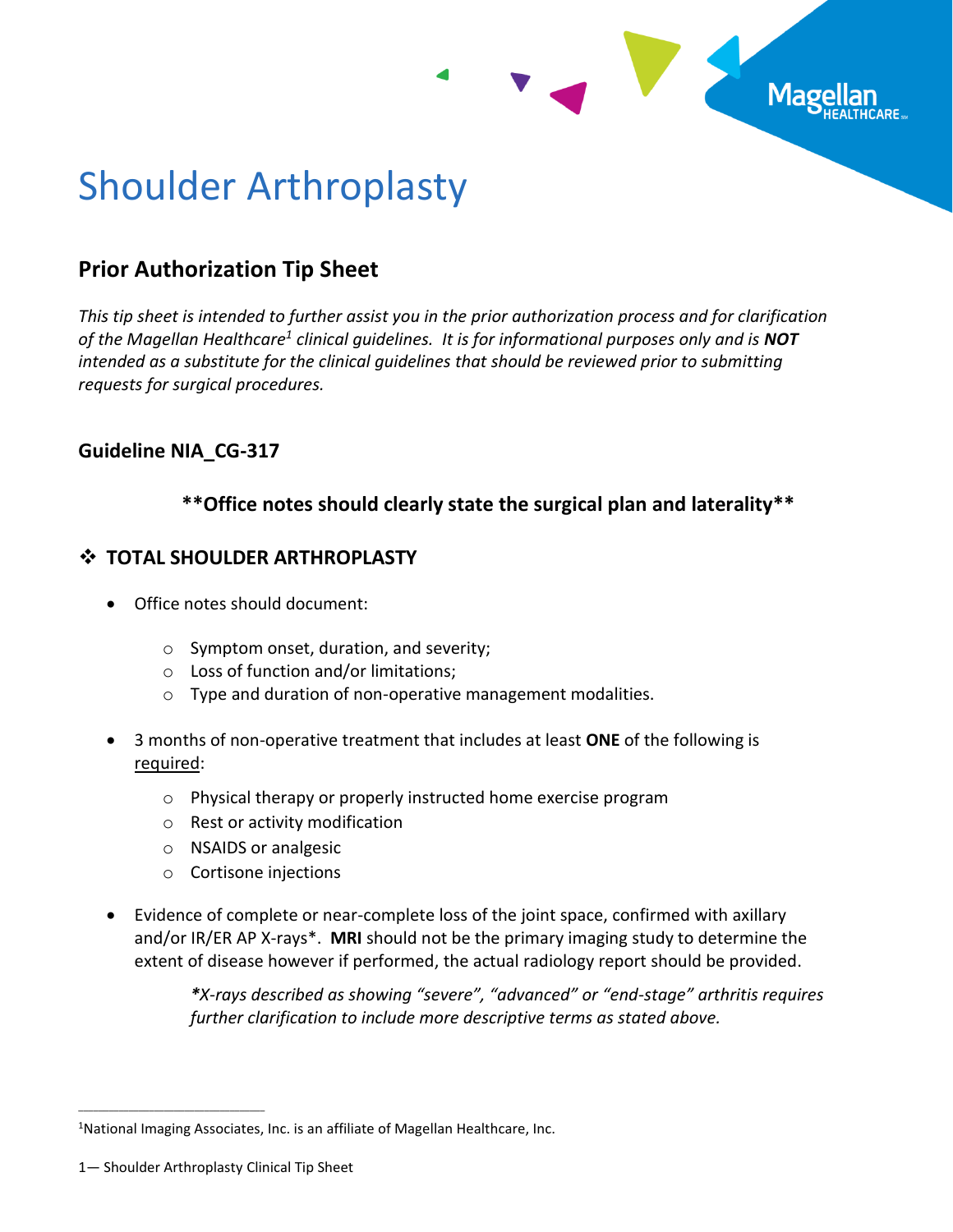# Shoulder Arthroplasty

## Prior Authorization Tip Sheet

*This tip sheet is intended to further assist you in the prior authorization process and for clarification of the Magellan Healthcare[1] clinical guidelines. It is for informational purposes only and is* ***NOT*** *intended as a substitute for the clinical guidelines that should be reviewed prior to submitting requests for surgical procedures.*

### Guideline NIA_CG-317

**\*\*Office notes should clearly state the surgical plan and laterality\*\***

### ❖ TOTAL SHOULDER ARTHROPLASTY

- Office notes should document:
  - Symptom onset, duration, and severity;
  - Loss of function and/or limitations;
  - Type and duration of non-operative management modalities.
- 3 months of non-operative treatment that includes at least **ONE** of the following is <u>required</u>:
  - Physical therapy or properly instructed home exercise program
  - Rest or activity modification
  - NSAIDS or analgesic
  - Cortisone injections
- Evidence of complete or near-complete loss of the joint space, confirmed with axillary and/or IR/ER AP X-rays\*. **MRI** should not be the primary imaging study to determine the extent of disease however if performed, the actual radiology report should be provided.

  *\*X-rays described as showing "severe", "advanced" or "end-stage" arthritis requires further clarification to include more descriptive terms as stated above.*

---

[1]National Imaging Associates, Inc. is an affiliate of Magellan Healthcare, Inc.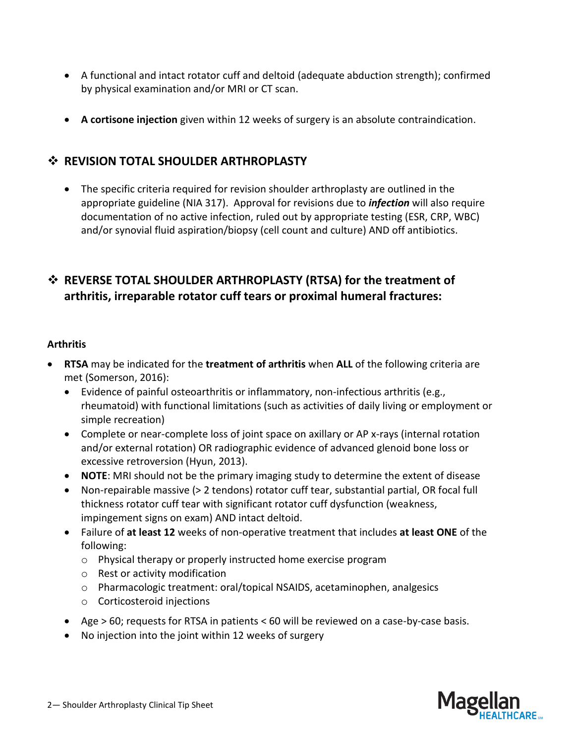- A functional and intact rotator cuff and deltoid (adequate abduction strength); confirmed by physical examination and/or MRI or CT scan.

- **A cortisone injection** given within 12 weeks of surgery is an absolute contraindication.

## ❖ REVISION TOTAL SHOULDER ARTHROPLASTY

- The specific criteria required for revision shoulder arthroplasty are outlined in the appropriate guideline (NIA 317). Approval for revisions due to ***infection*** will also require documentation of no active infection, ruled out by appropriate testing (ESR, CRP, WBC) and/or synovial fluid aspiration/biopsy (cell count and culture) AND off antibiotics.

## ❖ REVERSE TOTAL SHOULDER ARTHROPLASTY (RTSA) for the treatment of arthritis, irreparable rotator cuff tears or proximal humeral fractures:

**Arthritis**

- **RTSA** may be indicated for the **treatment of arthritis** when **ALL** of the following criteria are met (Somerson, 2016):
  - Evidence of painful osteoarthritis or inflammatory, non-infectious arthritis (e.g., rheumatoid) with functional limitations (such as activities of daily living or employment or simple recreation)
  - Complete or near-complete loss of joint space on axillary or AP x-rays (internal rotation and/or external rotation) OR radiographic evidence of advanced glenoid bone loss or excessive retroversion (Hyun, 2013).
  - **NOTE**: MRI should not be the primary imaging study to determine the extent of disease
  - Non-repairable massive (> 2 tendons) rotator cuff tear, substantial partial, OR focal full thickness rotator cuff tear with significant rotator cuff dysfunction (weakness, impingement signs on exam) AND intact deltoid.
  - Failure of **at least 12** weeks of non-operative treatment that includes **at least ONE** of the following:
    - Physical therapy or properly instructed home exercise program
    - Rest or activity modification
    - Pharmacologic treatment: oral/topical NSAIDS, acetaminophen, analgesics
    - Corticosteroid injections
  - Age > 60; requests for RTSA in patients < 60 will be reviewed on a case-by-case basis.
  - No injection into the joint within 12 weeks of surgery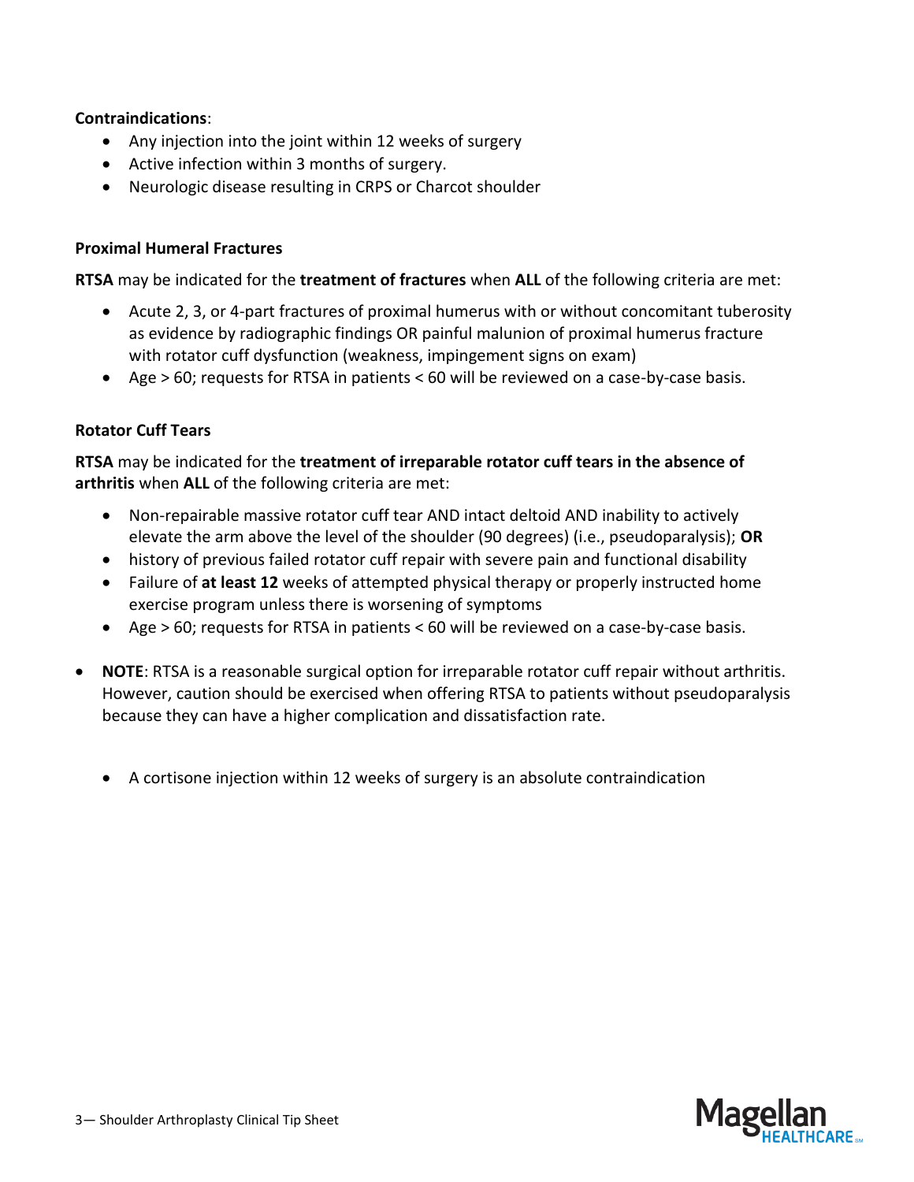**Contraindications**:

- Any injection into the joint within 12 weeks of surgery
- Active infection within 3 months of surgery.
- Neurologic disease resulting in CRPS or Charcot shoulder

**Proximal Humeral Fractures**

**RTSA** may be indicated for the **treatment of fractures** when **ALL** of the following criteria are met:

- Acute 2, 3, or 4-part fractures of proximal humerus with or without concomitant tuberosity as evidence by radiographic findings OR painful malunion of proximal humerus fracture with rotator cuff dysfunction (weakness, impingement signs on exam)
- Age > 60; requests for RTSA in patients < 60 will be reviewed on a case-by-case basis.

**Rotator Cuff Tears**

**RTSA** may be indicated for the **treatment of irreparable rotator cuff tears in the absence of arthritis** when **ALL** of the following criteria are met:

- Non-repairable massive rotator cuff tear AND intact deltoid AND inability to actively elevate the arm above the level of the shoulder (90 degrees) (i.e., pseudoparalysis); **OR**
- history of previous failed rotator cuff repair with severe pain and functional disability
- Failure of **at least 12** weeks of attempted physical therapy or properly instructed home exercise program unless there is worsening of symptoms
- Age > 60; requests for RTSA in patients < 60 will be reviewed on a case-by-case basis.

- **NOTE**: RTSA is a reasonable surgical option for irreparable rotator cuff repair without arthritis. However, caution should be exercised when offering RTSA to patients without pseudoparalysis because they can have a higher complication and dissatisfaction rate.

  - A cortisone injection within 12 weeks of surgery is an absolute contraindication